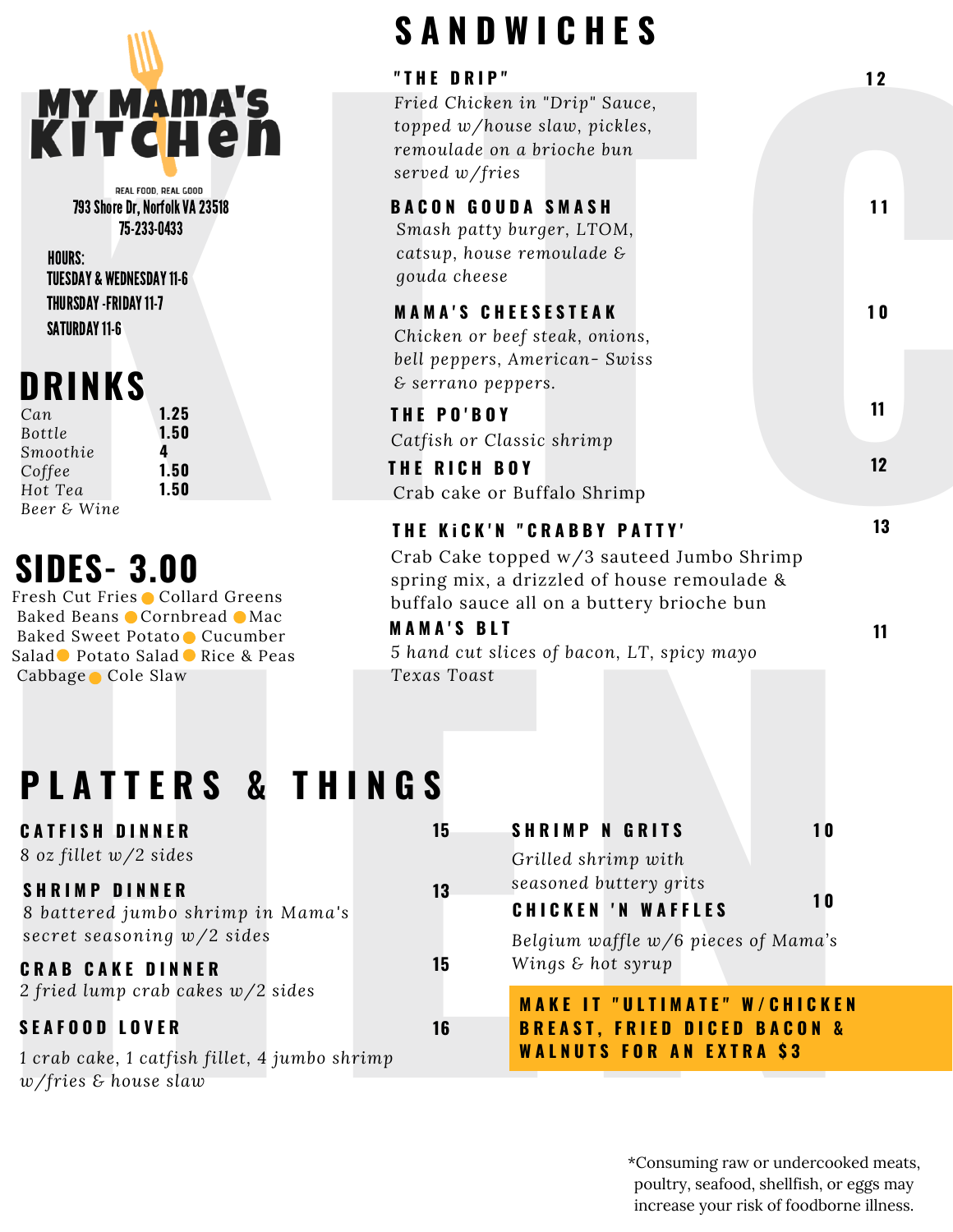# MY MAMA'S KITCHEN

REAL FOOD, REAL GOOD

793 Shore Dr, Norfolk VA 23518

75-233-0433

HOURS:

TUESDAY & WEDNESDAY 11-6

THURSDAY -FRIDAY 11-7

SATURDAY 11-6

## DRINKS

| | |
|---|---|
| Can | 1.25 |
| Bottle | 1.50 |
| Smoothie | 4 |
| Coffee | 1.50 |
| Hot Tea | 1.50 |
| Beer & Wine | |

## SIDES- 3.00

Fresh Cut Fries • Collard Greens • Baked Beans • Cornbread • Mac • Baked Sweet Potato • Cucumber Salad • Potato Salad • Rice & Peas • Cabbage • Cole Slaw

## SANDWICHES

### "THE DRIP" — 12
*Fried Chicken in "Drip" Sauce, topped w/house slaw, pickles, remoulade on a brioche bun served w/fries*

### BACON GOUDA SMASH — 11
*Smash patty burger, LTOM, catsup, house remoulade & gouda cheese*

### MAMA'S CHEESESTEAK — 10
*Chicken or beef steak, onions, bell peppers, American- Swiss & serrano peppers.*

### THE PO'BOY — 11
*Catfish or Classic shrimp*

### THE RICH BOY — 12
Crab cake or Buffalo Shrimp

### THE KiCK'N "CRABBY PATTY' — 13
Crab Cake topped w/3 sauteed Jumbo Shrimp spring mix, a drizzled of house remoulade & buffalo sauce all on a buttery brioche bun

### MAMA'S BLT — 11
*5 hand cut slices of bacon, LT, spicy mayo Texas Toast*

## PLATTERS & THINGS

### CATFISH DINNER — 15
*8 oz fillet w/2 sides*

### SHRIMP DINNER — 13
*8 battered jumbo shrimp in Mama's secret seasoning w/2 sides*

### CRAB CAKE DINNER — 15
*2 fried lump crab cakes w/2 sides*

### SEAFOOD LOVER — 16
*1 crab cake, 1 catfish fillet, 4 jumbo shrimp w/fries & house slaw*

### SHRIMP N GRITS — 10
*Grilled shrimp with seasoned buttery grits*

### CHICKEN 'N WAFFLES — 10
*Belgium waffle w/6 pieces of Mama's Wings & hot syrup*

**MAKE IT "ULTIMATE" W/CHICKEN BREAST, FRIED DICED BACON & WALNUTS FOR AN EXTRA $3**

*Consuming raw or undercooked meats, poultry, seafood, shellfish, or eggs may increase your risk of foodborne illness.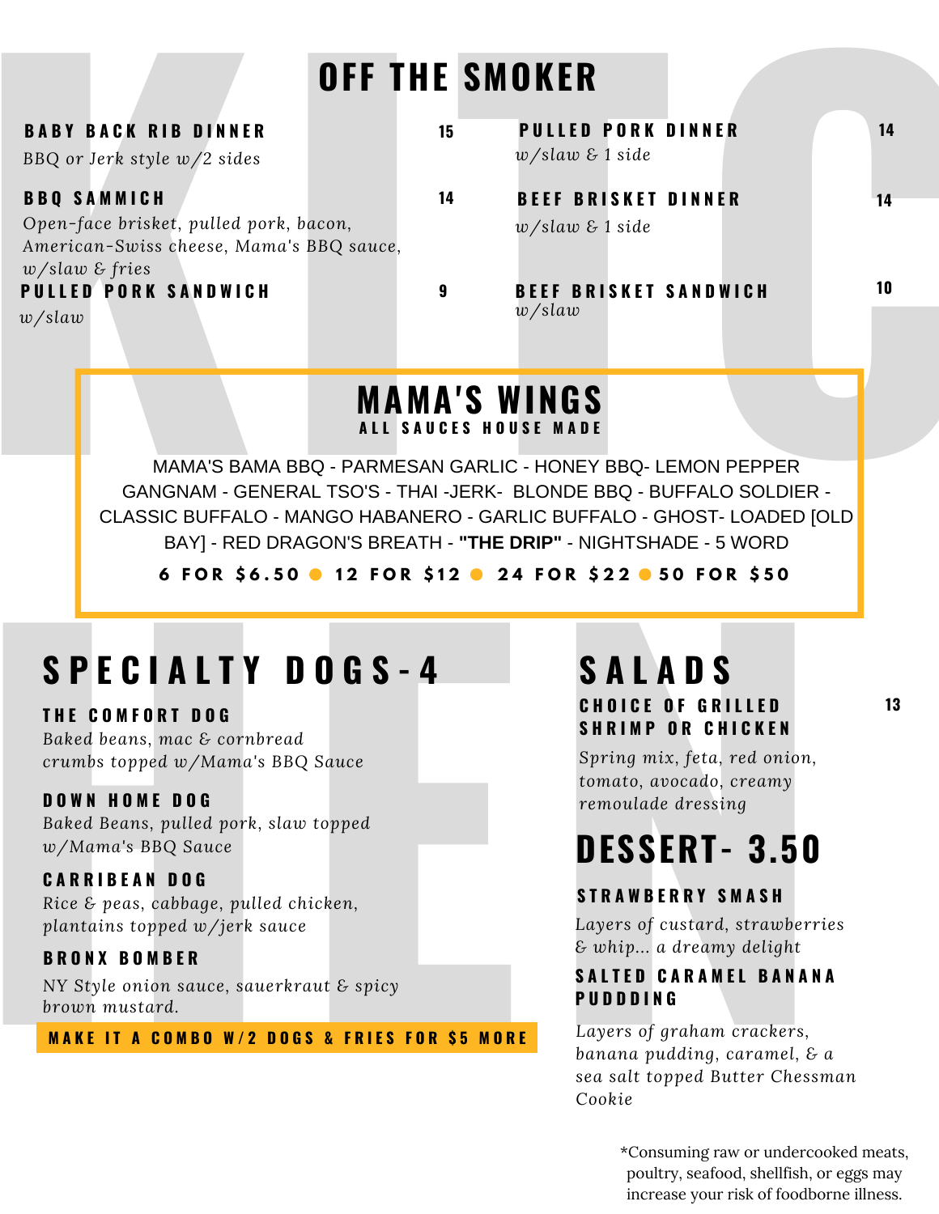# OFF THE SMOKER

**BABY BACK RIB DINNER** 15
*BBQ or Jerk style w/2 sides*

**BBQ SAMMICH** 14
*Open-face brisket, pulled pork, bacon, American-Swiss cheese, Mama's BBQ sauce, w/slaw & fries*

**PULLED PORK SANDWICH** 9
*w/slaw*

**PULLED PORK DINNER** 14
*w/slaw & 1 side*

**BEEF BRISKET DINNER** 14
*w/slaw & 1 side*

**BEEF BRISKET SANDWICH** 10
*w/slaw*

## MAMA'S WINGS

**ALL SAUCES HOUSE MADE**

MAMA'S BAMA BBQ - PARMESAN GARLIC - HONEY BBQ- LEMON PEPPER GANGNAM - GENERAL TSO'S - THAI -JERK- BLONDE BBQ - BUFFALO SOLDIER - CLASSIC BUFFALO - MANGO HABANERO - GARLIC BUFFALO - GHOST- LOADED [OLD BAY] - RED DRAGON'S BREATH - **"THE DRIP"** - NIGHTSHADE - 5 WORD

**6 FOR $6.50 ● 12 FOR $12 ● 24 FOR $22 ● 50 FOR $50**

## SPECIALTY DOGS-4

**THE COMFORT DOG**
*Baked beans, mac & cornbread crumbs topped w/Mama's BBQ Sauce*

**DOWN HOME DOG**
*Baked Beans, pulled pork, slaw topped w/Mama's BBQ Sauce*

**CARRIBEAN DOG**
*Rice & peas, cabbage, pulled chicken, plantains topped w/jerk sauce*

**BRONX BOMBER**
*NY Style onion sauce, sauerkraut & spicy brown mustard.*

**MAKE IT A COMBO W/2 DOGS & FRIES FOR $5 MORE**

## SALADS

**CHOICE OF GRILLED SHRIMP OR CHICKEN** 13
*Spring mix, feta, red onion, tomato, avocado, creamy remoulade dressing*

## DESSERT- 3.50

**STRAWBERRY SMASH**
*Layers of custard, strawberries & whip... a dreamy delight*

**SALTED CARAMEL BANANA PUDDDING**
*Layers of graham crackers, banana pudding, caramel, & a sea salt topped Butter Chessman Cookie*

*Consuming raw or undercooked meats, poultry, seafood, shellfish, or eggs may increase your risk of foodborne illness.